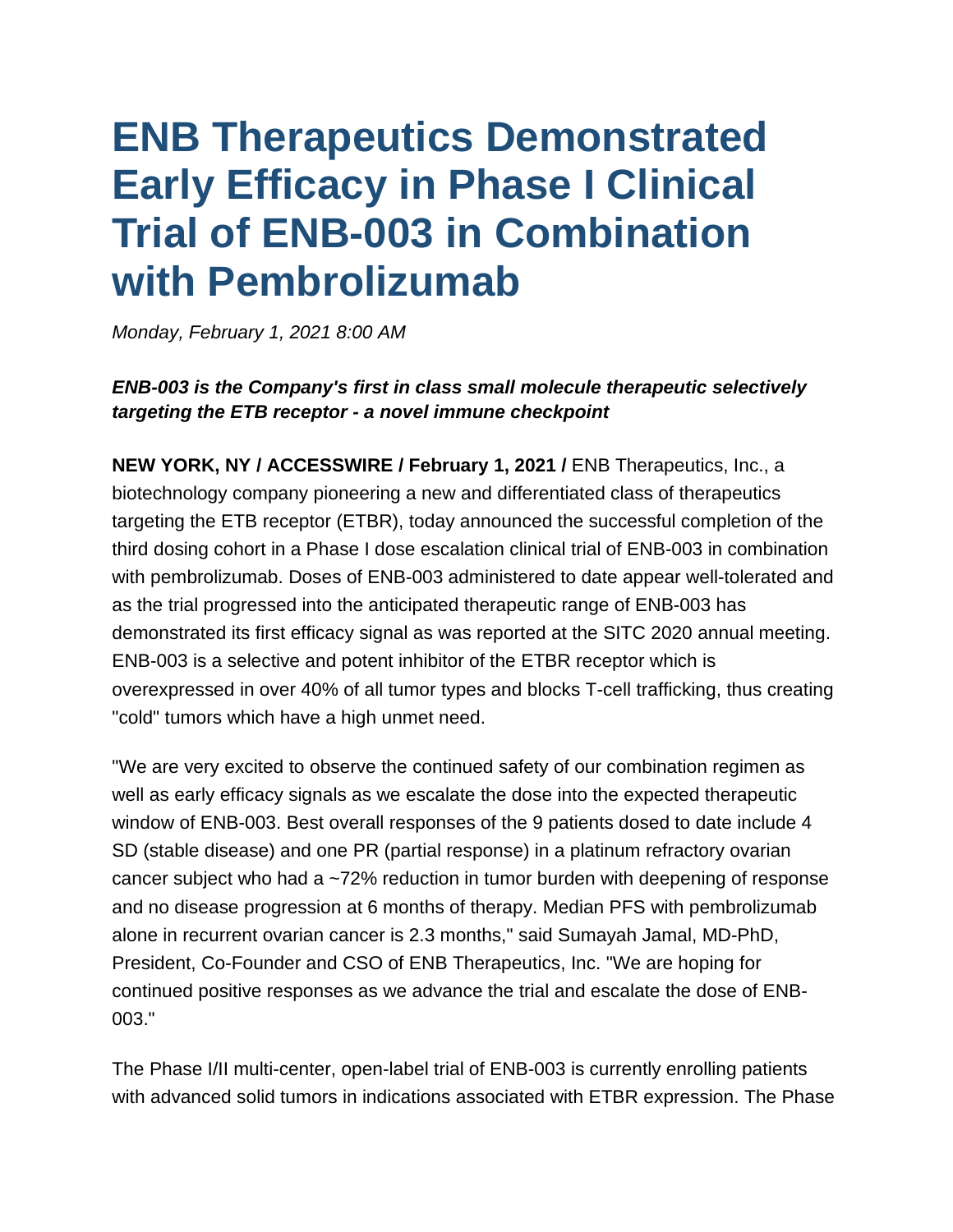# ENB Therapeutics Demonstrated Early Efficacy in Phase I Clinical Trial of ENB-003 in Combination with Pembrolizumab

*Monday, February 1, 2021 8:00 AM*

***ENB-003 is the Company's first in class small molecule therapeutic selectively targeting the ETB receptor - a novel immune checkpoint***

**NEW YORK, NY / ACCESSWIRE / February 1, 2021 /** ENB Therapeutics, Inc., a biotechnology company pioneering a new and differentiated class of therapeutics targeting the ETB receptor (ETBR), today announced the successful completion of the third dosing cohort in a Phase I dose escalation clinical trial of ENB-003 in combination with pembrolizumab. Doses of ENB-003 administered to date appear well-tolerated and as the trial progressed into the anticipated therapeutic range of ENB-003 has demonstrated its first efficacy signal as was reported at the SITC 2020 annual meeting. ENB-003 is a selective and potent inhibitor of the ETBR receptor which is overexpressed in over 40% of all tumor types and blocks T-cell trafficking, thus creating "cold" tumors which have a high unmet need.

"We are very excited to observe the continued safety of our combination regimen as well as early efficacy signals as we escalate the dose into the expected therapeutic window of ENB-003. Best overall responses of the 9 patients dosed to date include 4 SD (stable disease) and one PR (partial response) in a platinum refractory ovarian cancer subject who had a ~72% reduction in tumor burden with deepening of response and no disease progression at 6 months of therapy. Median PFS with pembrolizumab alone in recurrent ovarian cancer is 2.3 months," said Sumayah Jamal, MD-PhD, President, Co-Founder and CSO of ENB Therapeutics, Inc. "We are hoping for continued positive responses as we advance the trial and escalate the dose of ENB-003."

The Phase I/II multi-center, open-label trial of ENB-003 is currently enrolling patients with advanced solid tumors in indications associated with ETBR expression. The Phase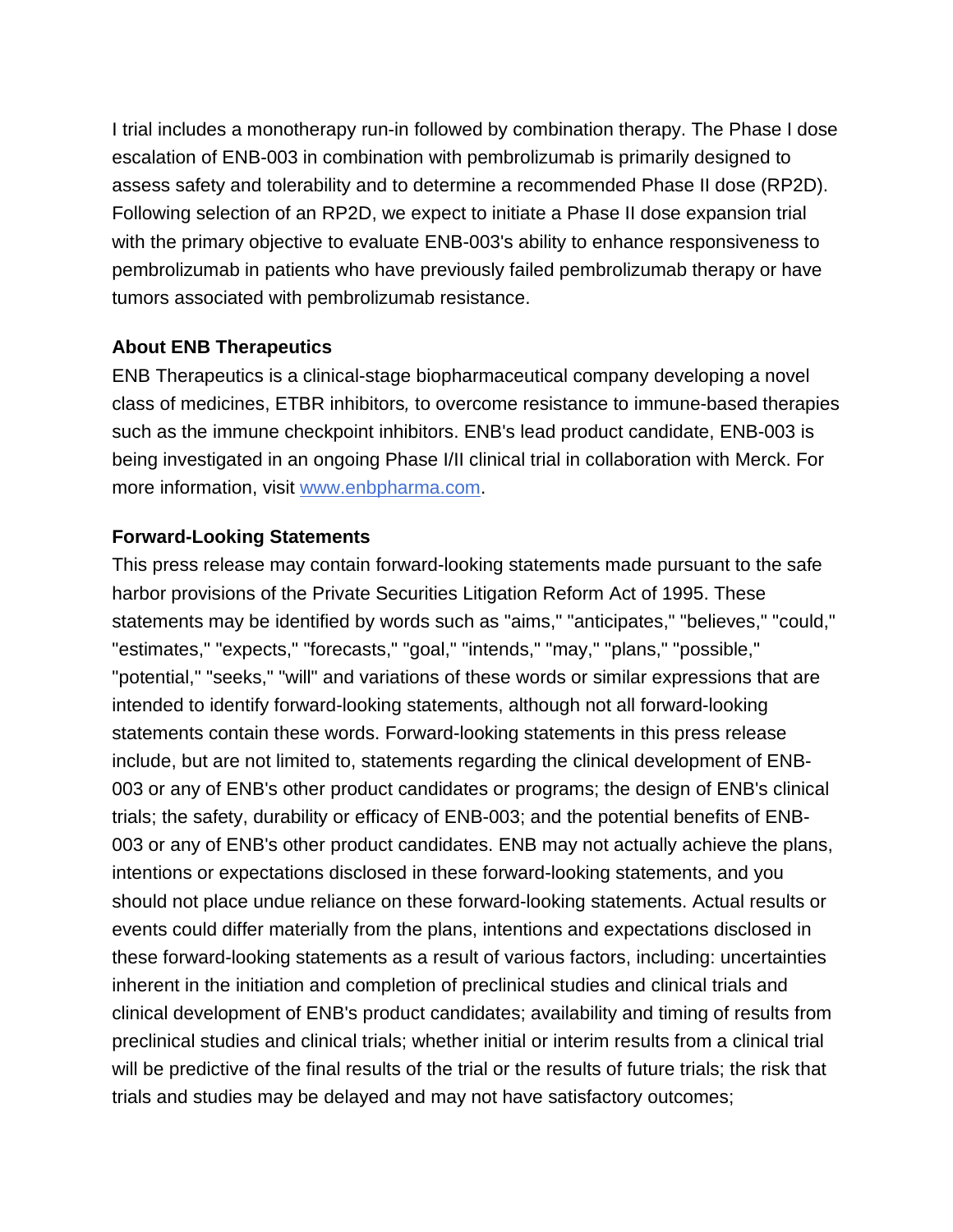I trial includes a monotherapy run-in followed by combination therapy. The Phase I dose escalation of ENB-003 in combination with pembrolizumab is primarily designed to assess safety and tolerability and to determine a recommended Phase II dose (RP2D). Following selection of an RP2D, we expect to initiate a Phase II dose expansion trial with the primary objective to evaluate ENB-003's ability to enhance responsiveness to pembrolizumab in patients who have previously failed pembrolizumab therapy or have tumors associated with pembrolizumab resistance.

**About ENB Therapeutics**

ENB Therapeutics is a clinical-stage biopharmaceutical company developing a novel class of medicines, ETBR inhibitors*,* to overcome resistance to immune-based therapies such as the immune checkpoint inhibitors. ENB's lead product candidate, ENB-003 is being investigated in an ongoing Phase I/II clinical trial in collaboration with Merck. For more information, visit [www.enbpharma.com](www.enbpharma.com).

**Forward-Looking Statements**

This press release may contain forward-looking statements made pursuant to the safe harbor provisions of the Private Securities Litigation Reform Act of 1995. These statements may be identified by words such as "aims," "anticipates," "believes," "could," "estimates," "expects," "forecasts," "goal," "intends," "may," "plans," "possible," "potential," "seeks," "will" and variations of these words or similar expressions that are intended to identify forward-looking statements, although not all forward-looking statements contain these words. Forward-looking statements in this press release include, but are not limited to, statements regarding the clinical development of ENB-003 or any of ENB's other product candidates or programs; the design of ENB's clinical trials; the safety, durability or efficacy of ENB-003; and the potential benefits of ENB-003 or any of ENB's other product candidates. ENB may not actually achieve the plans, intentions or expectations disclosed in these forward-looking statements, and you should not place undue reliance on these forward-looking statements. Actual results or events could differ materially from the plans, intentions and expectations disclosed in these forward-looking statements as a result of various factors, including: uncertainties inherent in the initiation and completion of preclinical studies and clinical trials and clinical development of ENB's product candidates; availability and timing of results from preclinical studies and clinical trials; whether initial or interim results from a clinical trial will be predictive of the final results of the trial or the results of future trials; the risk that trials and studies may be delayed and may not have satisfactory outcomes;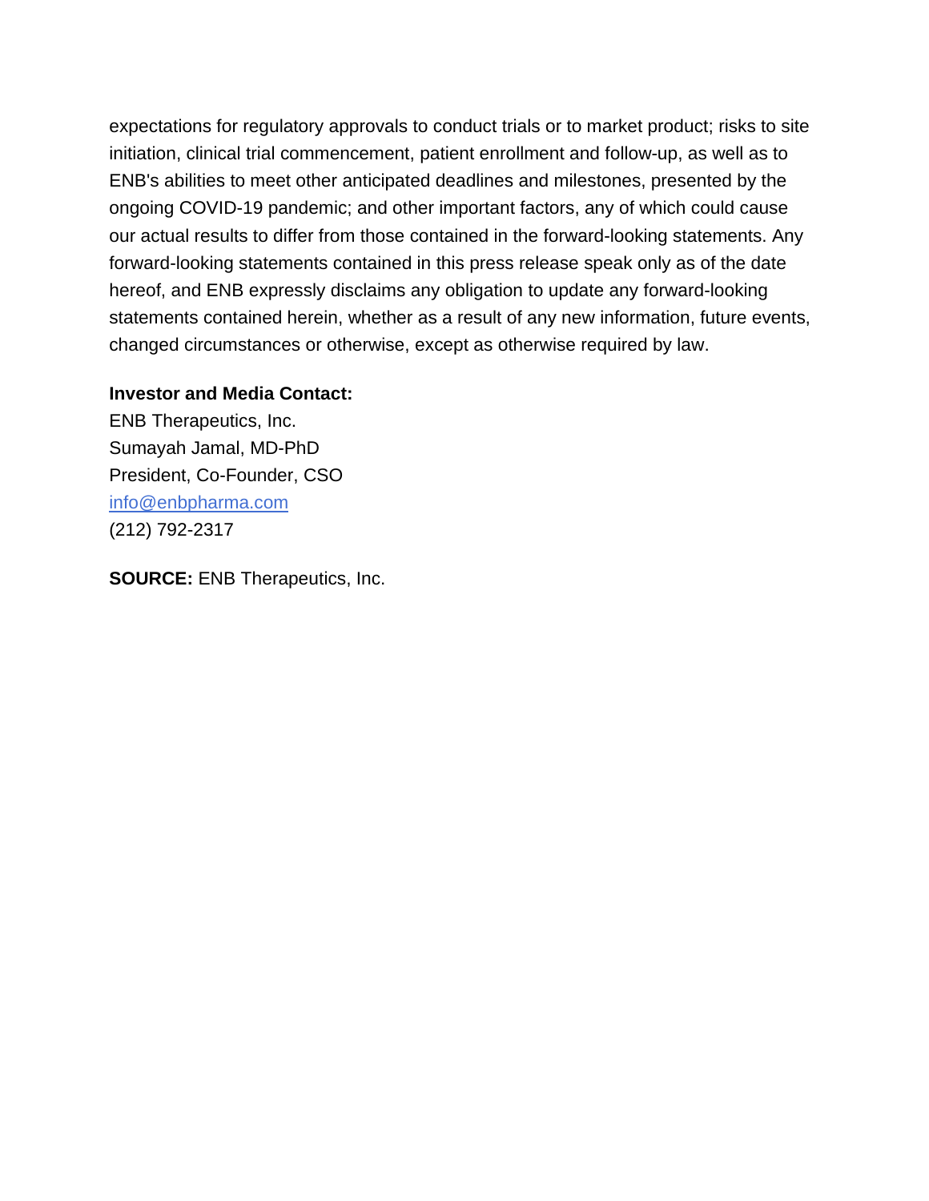expectations for regulatory approvals to conduct trials or to market product; risks to site initiation, clinical trial commencement, patient enrollment and follow-up, as well as to ENB's abilities to meet other anticipated deadlines and milestones, presented by the ongoing COVID-19 pandemic; and other important factors, any of which could cause our actual results to differ from those contained in the forward-looking statements. Any forward-looking statements contained in this press release speak only as of the date hereof, and ENB expressly disclaims any obligation to update any forward-looking statements contained herein, whether as a result of any new information, future events, changed circumstances or otherwise, except as otherwise required by law.

**Investor and Media Contact:**
ENB Therapeutics, Inc.
Sumayah Jamal, MD-PhD
President, Co-Founder, CSO
info@enbpharma.com
(212) 792-2317

**SOURCE:** ENB Therapeutics, Inc.